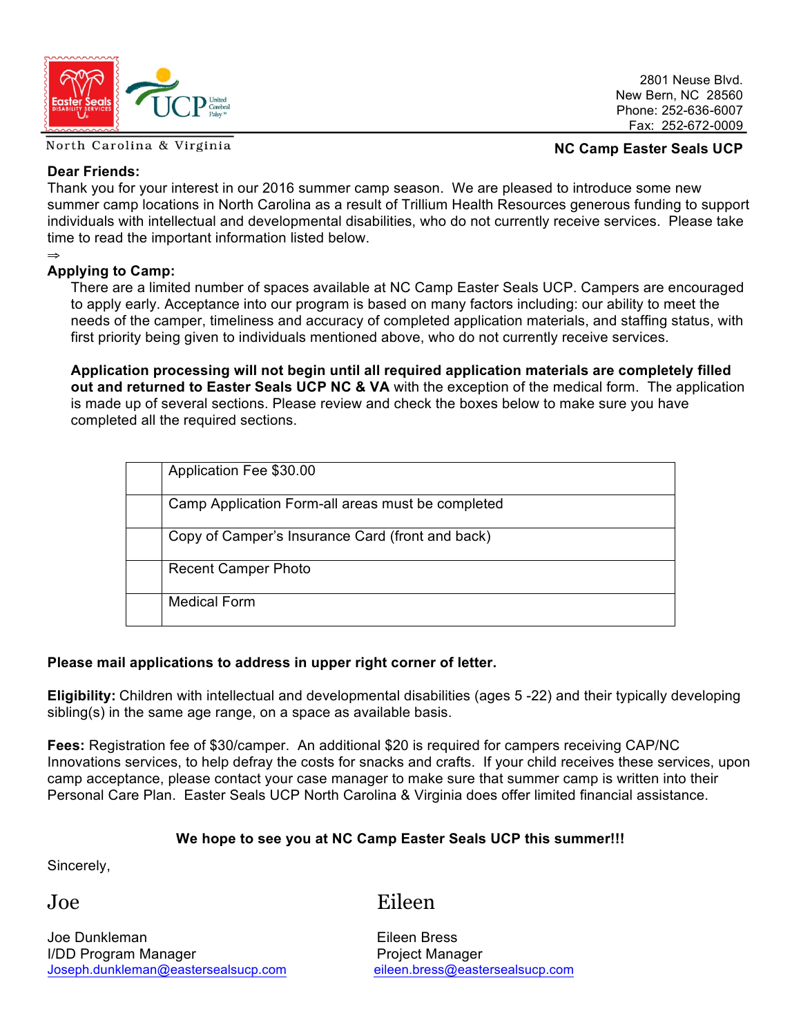North Carolina & Virginia

2801 Neuse Blvd.
New Bern, NC 28560
Phone: 252-636-6007
Fax: 252-672-0009

**NC Camp Easter Seals UCP**

**Dear Friends:**

Thank you for your interest in our 2016 summer camp season. We are pleased to introduce some new summer camp locations in North Carolina as a result of Trillium Health Resources generous funding to support individuals with intellectual and developmental disabilities, who do not currently receive services. Please take time to read the important information listed below.

⇒

**Applying to Camp:**

There are a limited number of spaces available at NC Camp Easter Seals UCP. Campers are encouraged to apply early. Acceptance into our program is based on many factors including: our ability to meet the needs of the camper, timeliness and accuracy of completed application materials, and staffing status, with first priority being given to individuals mentioned above, who do not currently receive services.

**Application processing will not begin until all required application materials are completely filled out and returned to Easter Seals UCP NC & VA** with the exception of the medical form. The application is made up of several sections. Please review and check the boxes below to make sure you have completed all the required sections.

| | |
|---|---|
| | Application Fee $30.00 |
| | Camp Application Form-all areas must be completed |
| | Copy of Camper's Insurance Card (front and back) |
| | Recent Camper Photo |
| | Medical Form |

**Please mail applications to address in upper right corner of letter.**

**Eligibility:** Children with intellectual and developmental disabilities (ages 5 -22) and their typically developing sibling(s) in the same age range, on a space as available basis.

**Fees:** Registration fee of $30/camper. An additional $20 is required for campers receiving CAP/NC Innovations services, to help defray the costs for snacks and crafts. If your child receives these services, upon camp acceptance, please contact your case manager to make sure that summer camp is written into their Personal Care Plan. Easter Seals UCP North Carolina & Virginia does offer limited financial assistance.

**We hope to see you at NC Camp Easter Seals UCP this summer!!!**

Sincerely,

Joe

Joe Dunkleman
I/DD Program Manager
Joseph.dunkleman@eastersealsucp.com

Eileen

Eileen Bress
Project Manager
eileen.bress@eastersealsucp.com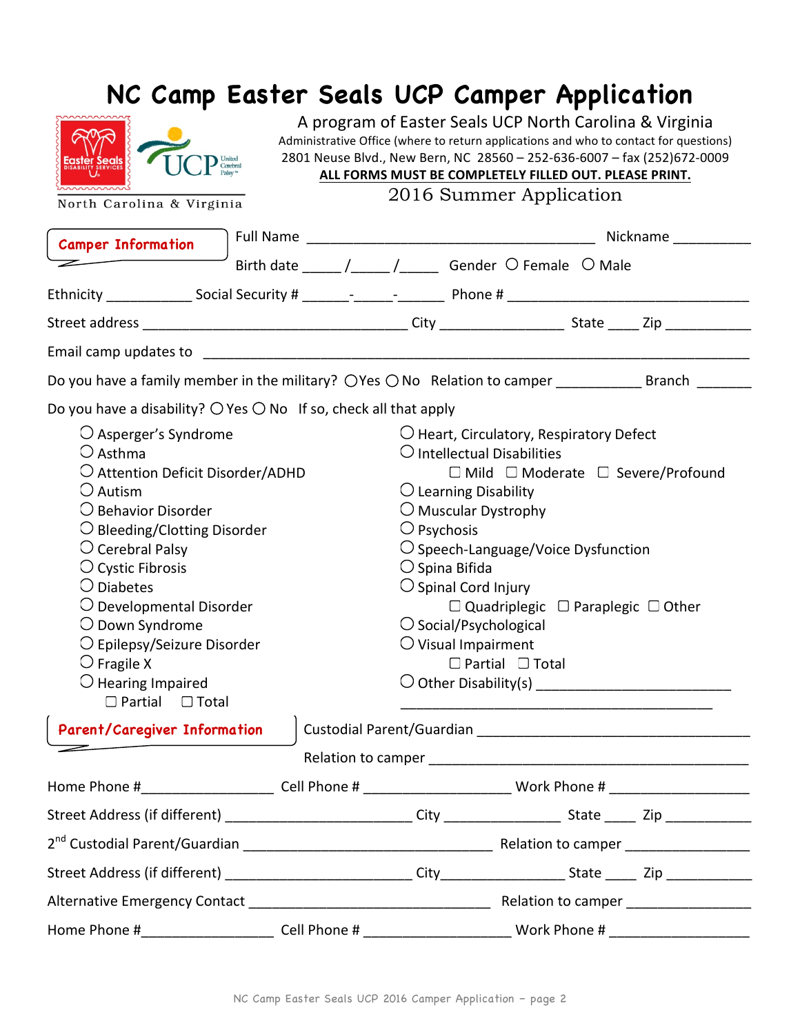# NC Camp Easter Seals UCP Camper Application

North Carolina & Virginia

A program of Easter Seals UCP North Carolina & Virginia

Administrative Office (where to return applications and who to contact for questions)

2801 Neuse Blvd., New Bern, NC 28560 – 252-636-6007 – fax (252)672-0009

**ALL FORMS MUST BE COMPLETELY FILLED OUT. PLEASE PRINT.**

2016 Summer Application

## Camper Information

Full Name ______________________________________ Nickname __________

Birth date _____ /_____ /_____ Gender ○ Female ○ Male

Ethnicity ___________ Social Security # ______-_____-______ Phone # ________________________________

Street address ___________________________________ City ________________ State ____ Zip ___________

Email camp updates to _________________________________________________________________________

Do you have a family member in the military? ○ Yes ○ No Relation to camper ___________ Branch _______

Do you have a disability? ○ Yes ○ No If so, check all that apply

- ○ Asperger's Syndrome
- ○ Asthma
- ○ Attention Deficit Disorder/ADHD
- ○ Autism
- ○ Behavior Disorder
- ○ Bleeding/Clotting Disorder
- ○ Cerebral Palsy
- ○ Cystic Fibrosis
- ○ Diabetes
- ○ Developmental Disorder
- ○ Down Syndrome
- ○ Epilepsy/Seizure Disorder
- ○ Fragile X
- ○ Hearing Impaired
  - ☐ Partial ☐ Total
- ○ Heart, Circulatory, Respiratory Defect
- ○ Intellectual Disabilities
  - ☐ Mild ☐ Moderate ☐ Severe/Profound
- ○ Learning Disability
- ○ Muscular Dystrophy
- ○ Psychosis
- ○ Speech-Language/Voice Dysfunction
- ○ Spina Bifida
- ○ Spinal Cord Injury
  - ☐ Quadriplegic ☐ Paraplegic ☐ Other
- ○ Social/Psychological
- ○ Visual Impairment
  - ☐ Partial ☐ Total
- ○ Other Disability(s) ________________________
  _________________________________________

## Parent/Caregiver Information

Custodial Parent/Guardian ____________________________________

Relation to camper __________________________________________

Home Phone #_________________ Cell Phone # ___________________ Work Phone # __________________

Street Address (if different) ________________________ City _______________ State ____ Zip ___________

2nd Custodial Parent/Guardian ________________________________ Relation to camper ________________

Street Address (if different) ________________________ City________________ State ____ Zip ___________

Alternative Emergency Contact ______________________________ Relation to camper ________________

Home Phone #_________________ Cell Phone # ___________________ Work Phone # __________________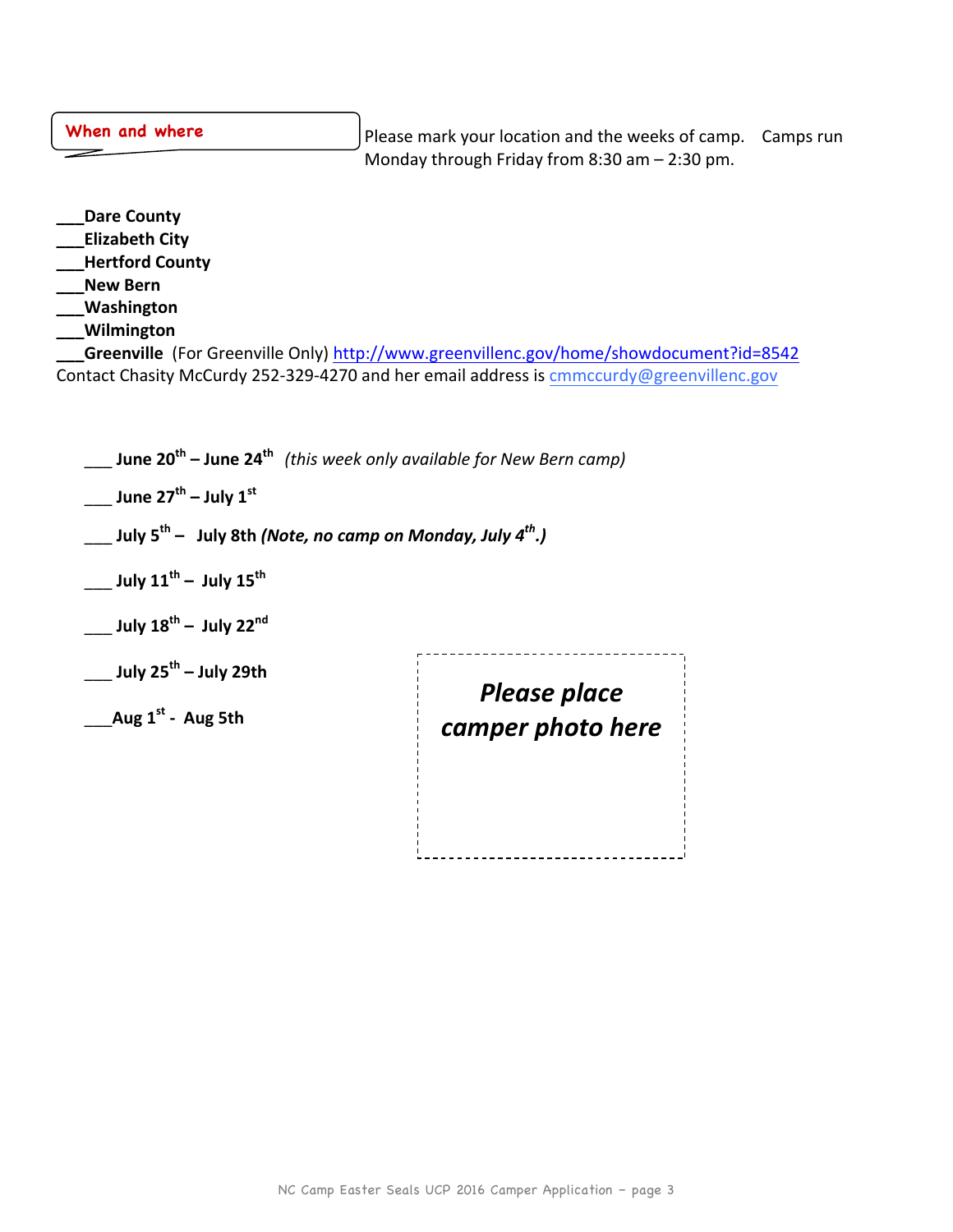## When and where

Please mark your location and the weeks of camp. Camps run Monday through Friday from 8:30 am – 2:30 pm.

___**Dare County**
___**Elizabeth City**
___**Hertford County**
___**New Bern**
___**Washington**
___**Wilmington**
___**Greenville** (For Greenville Only) http://www.greenvillenc.gov/home/showdocument?id=8542
Contact Chasity McCurdy 252-329-4270 and her email address is cmmccurdy@greenvillenc.gov

___ **June 20th – June 24th** *(this week only available for New Bern camp)*

___ **June 27th – July 1st**

___ **July 5th – July 8th** ***(Note, no camp on Monday, July 4th.)***

___ **July 11th – July 15th**

___ **July 18th – July 22nd**

___ **July 25th – July 29th**

___**Aug 1st - Aug 5th**

***Please place camper photo here***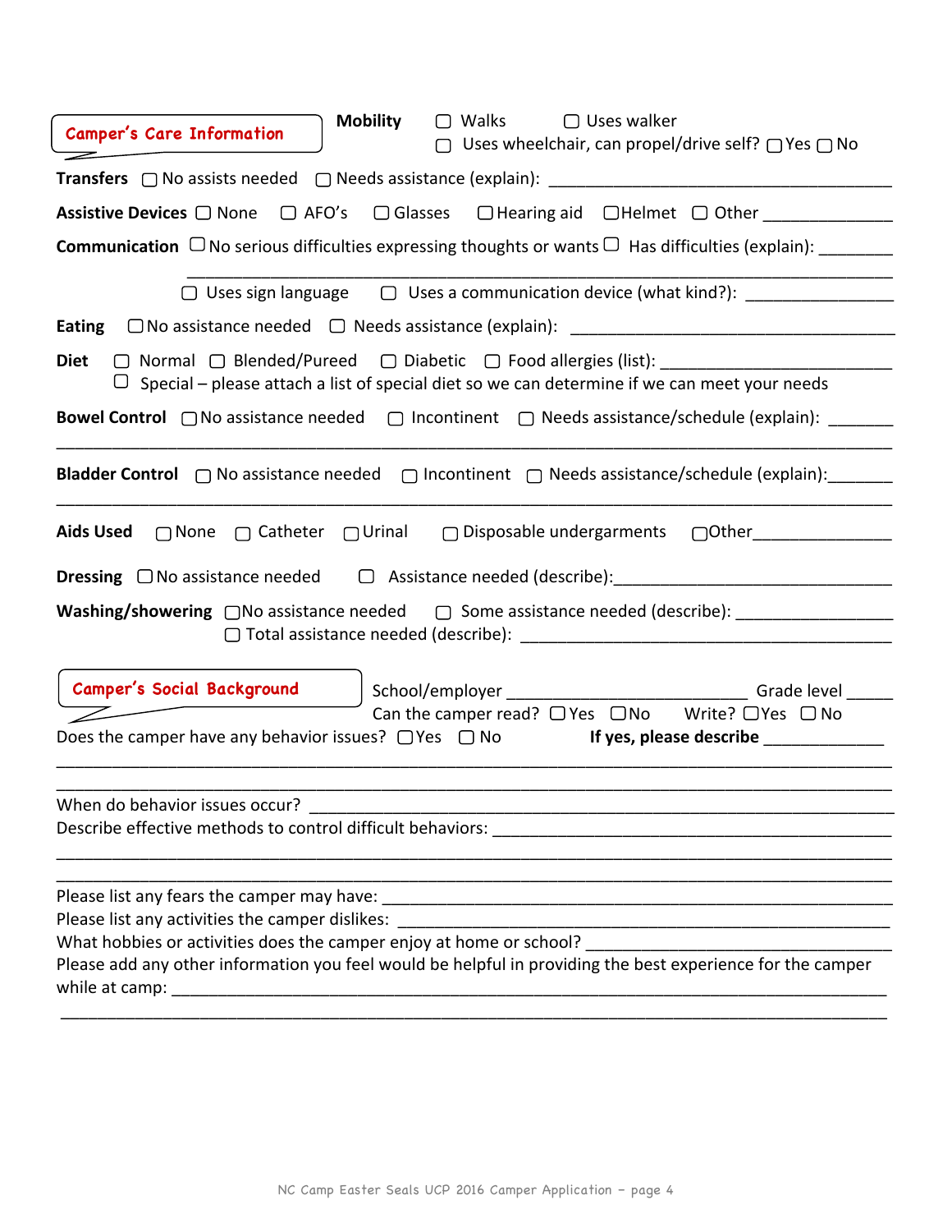## Camper's Care Information

**Mobility** ☐ Walks ☐ Uses walker
☐ Uses wheelchair, can propel/drive self? ☐ Yes ☐ No

**Transfers** ☐ No assists needed ☐ Needs assistance (explain): ________________________________

**Assistive Devices** ☐ None ☐ AFO's ☐ Glasses ☐ Hearing aid ☐ Helmet ☐ Other ______________

**Communication** ☐ No serious difficulties expressing thoughts or wants ☐ Has difficulties (explain): ________
________________________________________________________________________________

☐ Uses sign language ☐ Uses a communication device (what kind?): ________________

**Eating** ☐ No assistance needed ☐ Needs assistance (explain): ________________________________

**Diet** ☐ Normal ☐ Blended/Pureed ☐ Diabetic ☐ Food allergies (list): ________________________
☐ Special – please attach a list of special diet so we can determine if we can meet your needs

**Bowel Control** ☐ No assistance needed ☐ Incontinent ☐ Needs assistance/schedule (explain): _______
________________________________________________________________________________

**Bladder Control** ☐ No assistance needed ☐ Incontinent ☐ Needs assistance/schedule (explain):_______
________________________________________________________________________________

**Aids Used** ☐ None ☐ Catheter ☐ Urinal ☐ Disposable undergarments ☐ Other_______________

**Dressing** ☐ No assistance needed ☐ Assistance needed (describe):_____________________________

**Washing/showering** ☐ No assistance needed ☐ Some assistance needed (describe): _________________
☐ Total assistance needed (describe): ________________________________________

## Camper's Social Background

School/employer __________________________ Grade level _____
Can the camper read? ☐ Yes ☐ No Write? ☐ Yes ☐ No

Does the camper have any behavior issues? ☐ Yes ☐ No **If yes, please describe** _____________
________________________________________________________________________________
________________________________________________________________________________

When do behavior issues occur? ________________________________________________________

Describe effective methods to control difficult behaviors: ___________________________________________
________________________________________________________________________________
________________________________________________________________________________

Please list any fears the camper may have: _______________________________________________

Please list any activities the camper dislikes: _____________________________________________

What hobbies or activities does the camper enjoy at home or school? ____________________________

Please add any other information you feel would be helpful in providing the best experience for the camper while at camp: ______________________________________________________________________
________________________________________________________________________________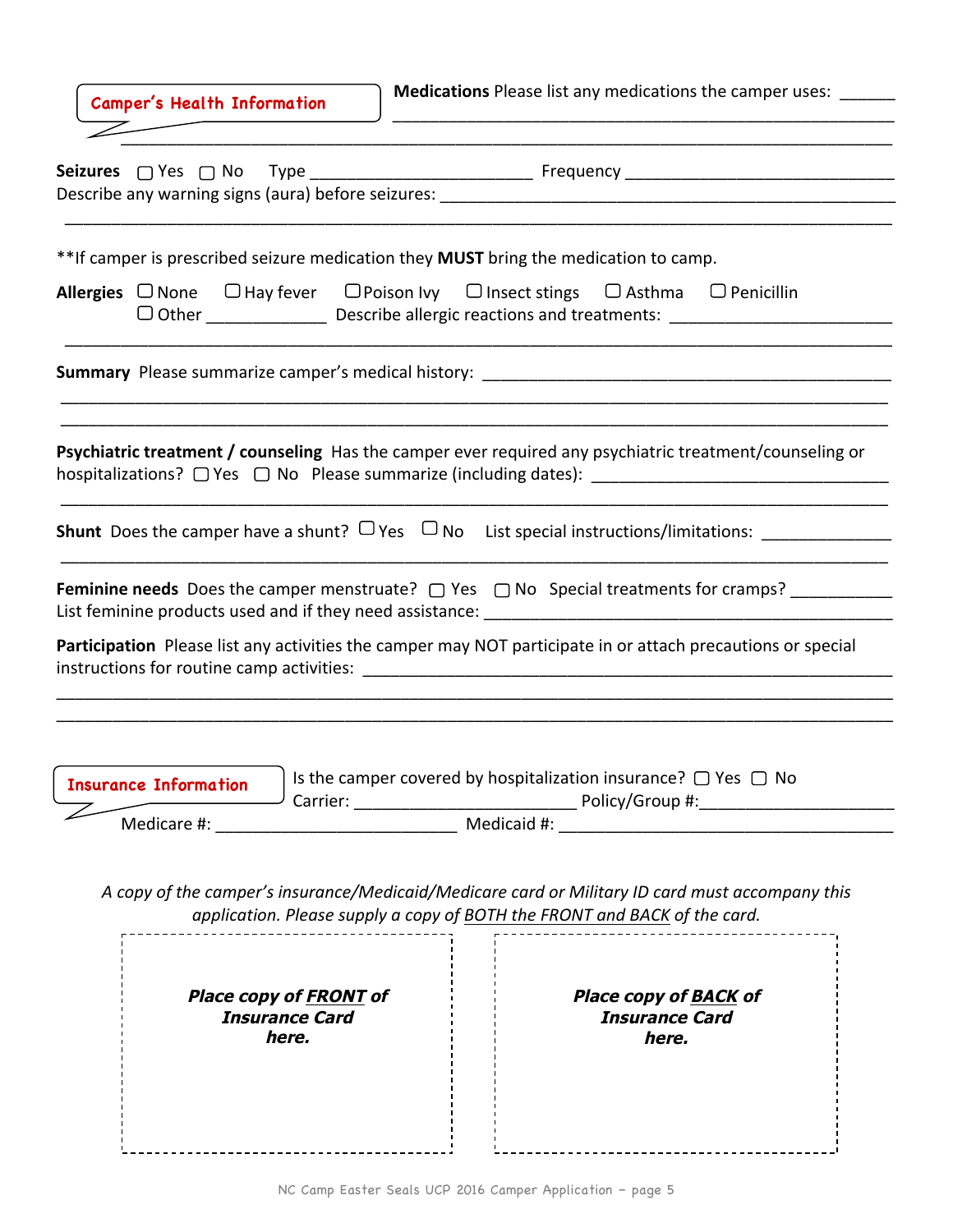## Camper's Health Information

**Medications** Please list any medications the camper uses: ______
______________________________________________________________
______________________________________________________________

**Seizures** ▢ Yes ▢ No Type ________________________ Frequency ____________________________
Describe any warning signs (aura) before seizures: ___________________________________________
______________________________________________________________________________

**If camper is prescribed seizure medication they **MUST** bring the medication to camp.

**Allergies** ▢ None ▢ Hay fever ▢ Poison Ivy ▢ Insect stings ▢ Asthma ▢ Penicillin
▢ Other _____________ Describe allergic reactions and treatments: ________________________
______________________________________________________________________________

**Summary** Please summarize camper's medical history: ____________________________________________
______________________________________________________________________________
______________________________________________________________________________

**Psychiatric treatment / counseling** Has the camper ever required any psychiatric treatment/counseling or hospitalizations? ▢ Yes ▢ No Please summarize (including dates): _______________________________
______________________________________________________________________________

**Shunt** Does the camper have a shunt? ▢ Yes ▢ No List special instructions/limitations: ______________
______________________________________________________________________________

**Feminine needs** Does the camper menstruate? ▢ Yes ▢ No Special treatments for cramps? ___________
List feminine products used and if they need assistance: ___________________________________________

**Participation** Please list any activities the camper may NOT participate in or attach precautions or special instructions for routine camp activities: ________________________________________________________
______________________________________________________________________________
______________________________________________________________________________

## Insurance Information

Is the camper covered by hospitalization insurance? ▢ Yes ▢ No
Carrier: ________________________ Policy/Group #:______________________
Medicare #: __________________________ Medicaid #: ____________________________________

*A copy of the camper's insurance/Medicaid/Medicare card or Military ID card must accompany this application. Please supply a copy of BOTH the FRONT and BACK of the card.*

| ***Place copy of FRONT of Insurance Card here.*** | ***Place copy of BACK of Insurance Card here.*** |
|---|---|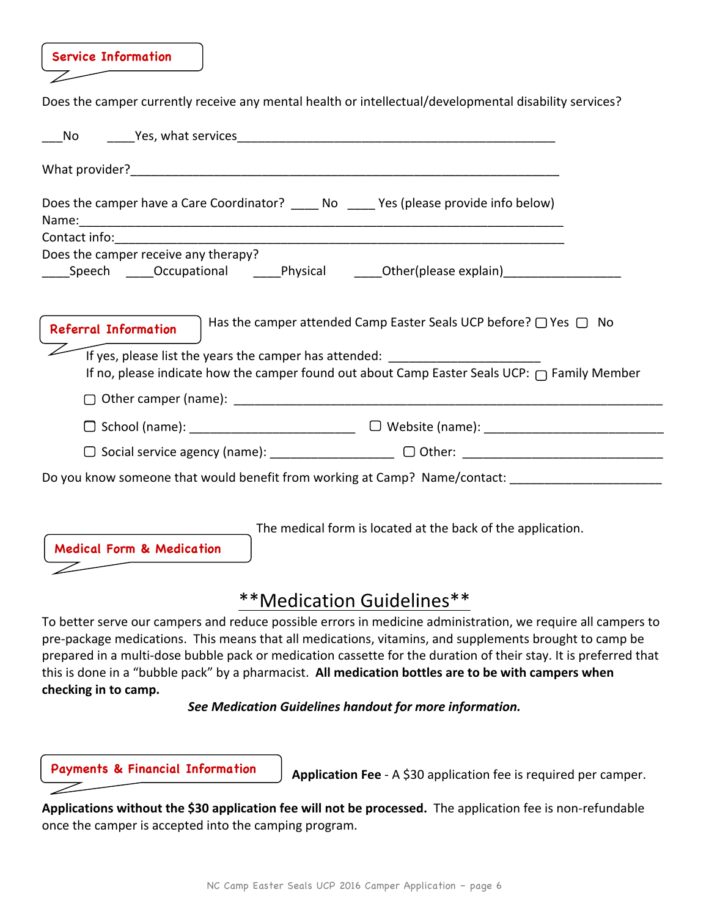## Service Information

Does the camper currently receive any mental health or intellectual/developmental disability services?

___No ____Yes, what services_______________________________________________

What provider?________________________________________________________________

Does the camper have a Care Coordinator? ____ No ____ Yes (please provide info below)
Name:_________________________________________________________________________
Contact info:_________________________________________________________________
Does the camper receive any therapy?
____Speech ____Occupational ____Physical ____Other(please explain)________________

## Referral Information

Has the camper attended Camp Easter Seals UCP before? ☐ Yes ☐ No

If yes, please list the years the camper has attended: _____________________
If no, please indicate how the camper found out about Camp Easter Seals UCP: ☐ Family Member

☐ Other camper (name): ____________________________________________________________

☐ School (name): ________________________ ☐ Website (name): __________________________

☐ Social service agency (name): _________________ ☐ Other: ____________________________

Do you know someone that would benefit from working at Camp? Name/contact: _____________________

## Medical Form & Medication

The medical form is located at the back of the application.

### \*\*Medication Guidelines\*\*

To better serve our campers and reduce possible errors in medicine administration, we require all campers to pre-package medications. This means that all medications, vitamins, and supplements brought to camp be prepared in a multi-dose bubble pack or medication cassette for the duration of their stay. It is preferred that this is done in a "bubble pack" by a pharmacist. **All medication bottles are to be with campers when checking in to camp.**

***See Medication Guidelines handout for more information.***

## Payments & Financial Information

**Application Fee** - A $30 application fee is required per camper.

**Applications without the $30 application fee will not be processed.** The application fee is non-refundable once the camper is accepted into the camping program.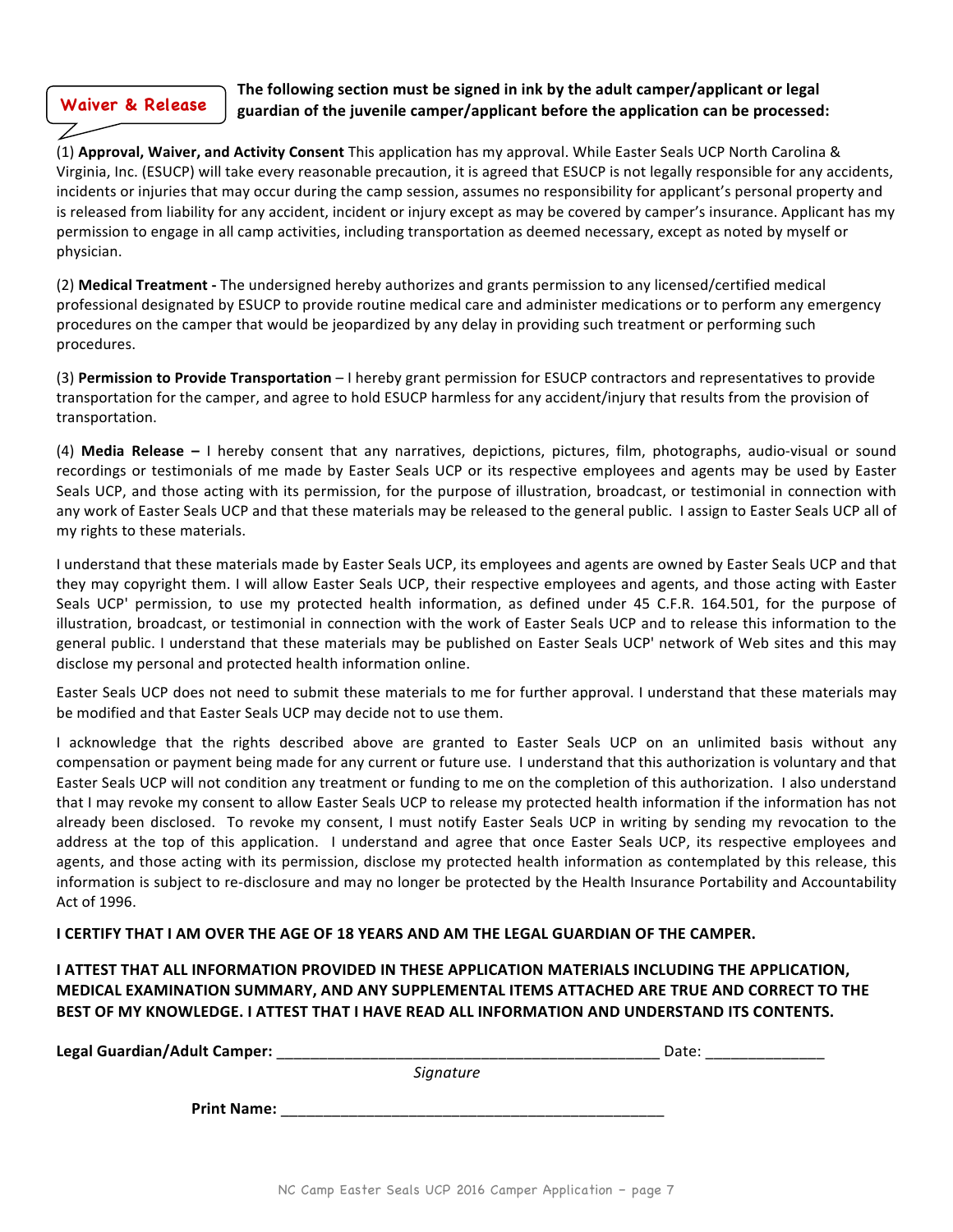## Waiver & Release

**The following section must be signed in ink by the adult camper/applicant or legal guardian of the juvenile camper/applicant before the application can be processed:**

(1) **Approval, Waiver, and Activity Consent** This application has my approval. While Easter Seals UCP North Carolina & Virginia, Inc. (ESUCP) will take every reasonable precaution, it is agreed that ESUCP is not legally responsible for any accidents, incidents or injuries that may occur during the camp session, assumes no responsibility for applicant's personal property and is released from liability for any accident, incident or injury except as may be covered by camper's insurance. Applicant has my permission to engage in all camp activities, including transportation as deemed necessary, except as noted by myself or physician.

(2) **Medical Treatment -** The undersigned hereby authorizes and grants permission to any licensed/certified medical professional designated by ESUCP to provide routine medical care and administer medications or to perform any emergency procedures on the camper that would be jeopardized by any delay in providing such treatment or performing such procedures.

(3) **Permission to Provide Transportation** – I hereby grant permission for ESUCP contractors and representatives to provide transportation for the camper, and agree to hold ESUCP harmless for any accident/injury that results from the provision of transportation.

(4) **Media Release –** I hereby consent that any narratives, depictions, pictures, film, photographs, audio-visual or sound recordings or testimonials of me made by Easter Seals UCP or its respective employees and agents may be used by Easter Seals UCP, and those acting with its permission, for the purpose of illustration, broadcast, or testimonial in connection with any work of Easter Seals UCP and that these materials may be released to the general public. I assign to Easter Seals UCP all of my rights to these materials.

I understand that these materials made by Easter Seals UCP, its employees and agents are owned by Easter Seals UCP and that they may copyright them. I will allow Easter Seals UCP, their respective employees and agents, and those acting with Easter Seals UCP' permission, to use my protected health information, as defined under 45 C.F.R. 164.501, for the purpose of illustration, broadcast, or testimonial in connection with the work of Easter Seals UCP and to release this information to the general public. I understand that these materials may be published on Easter Seals UCP' network of Web sites and this may disclose my personal and protected health information online.

Easter Seals UCP does not need to submit these materials to me for further approval. I understand that these materials may be modified and that Easter Seals UCP may decide not to use them.

I acknowledge that the rights described above are granted to Easter Seals UCP on an unlimited basis without any compensation or payment being made for any current or future use. I understand that this authorization is voluntary and that Easter Seals UCP will not condition any treatment or funding to me on the completion of this authorization. I also understand that I may revoke my consent to allow Easter Seals UCP to release my protected health information if the information has not already been disclosed. To revoke my consent, I must notify Easter Seals UCP in writing by sending my revocation to the address at the top of this application. I understand and agree that once Easter Seals UCP, its respective employees and agents, and those acting with its permission, disclose my protected health information as contemplated by this release, this information is subject to re-disclosure and may no longer be protected by the Health Insurance Portability and Accountability Act of 1996.

**I CERTIFY THAT I AM OVER THE AGE OF 18 YEARS AND AM THE LEGAL GUARDIAN OF THE CAMPER.**

**I ATTEST THAT ALL INFORMATION PROVIDED IN THESE APPLICATION MATERIALS INCLUDING THE APPLICATION, MEDICAL EXAMINATION SUMMARY, AND ANY SUPPLEMENTAL ITEMS ATTACHED ARE TRUE AND CORRECT TO THE BEST OF MY KNOWLEDGE. I ATTEST THAT I HAVE READ ALL INFORMATION AND UNDERSTAND ITS CONTENTS.**

**Legal Guardian/Adult Camper:** _______________________________________________ Date: ______________

*Signature*

**Print Name:** _______________________________________________